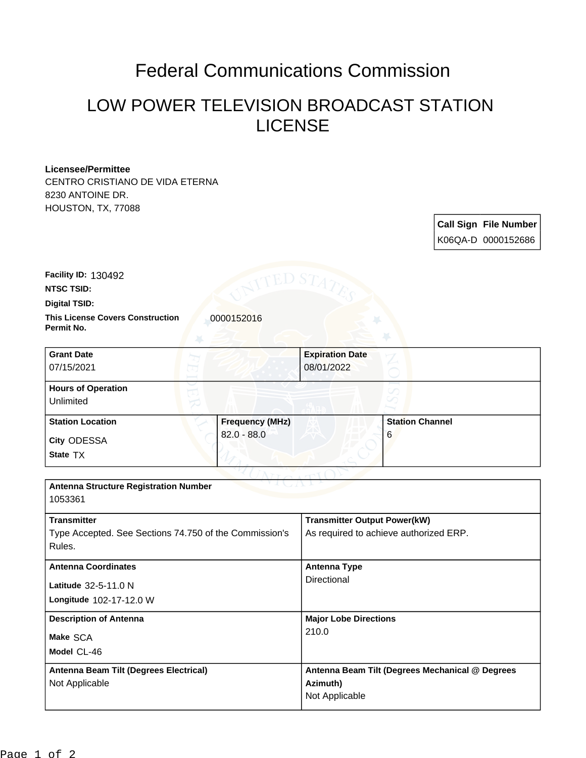# Federal Communications Commission

## LOW POWER TELEVISION BROADCAST STATION LICENSE

**Licensee/Permittee**
CENTRO CRISTIANO DE VIDA ETERNA
8230 ANTOINE DR.
HOUSTON, TX, 77088

| Call Sign | File Number |
|---|---|
| K06QA-D | 0000152686 |

**Facility ID:** 130492

**NTSC TSID:**

**Digital TSID:**

**This License Covers Construction Permit No.** 0000152016

| Grant Date | Expiration Date |
|---|---|
| 07/15/2021 | 08/01/2022 |

**Hours of Operation**
Unlimited

| Station Location | Frequency (MHz) | Station Channel |
|---|---|---|
| City ODESSA<br>State TX | 82.0 - 88.0 | 6 |

**Antenna Structure Registration Number**
1053361

| Transmitter | Transmitter Output Power(kW) |
|---|---|
| Type Accepted. See Sections 74.750 of the Commission's Rules. | As required to achieve authorized ERP. |

| Antenna Coordinates | Antenna Type |
|---|---|
| Latitude 32-5-11.0 N<br>Longitude 102-17-12.0 W | Directional |

| Description of Antenna | Major Lobe Directions |
|---|---|
| Make SCA<br>Model CL-46 | 210.0 |

| Antenna Beam Tilt (Degrees Electrical) | Antenna Beam Tilt (Degrees Mechanical @ Degrees Azimuth) |
|---|---|
| Not Applicable | Not Applicable |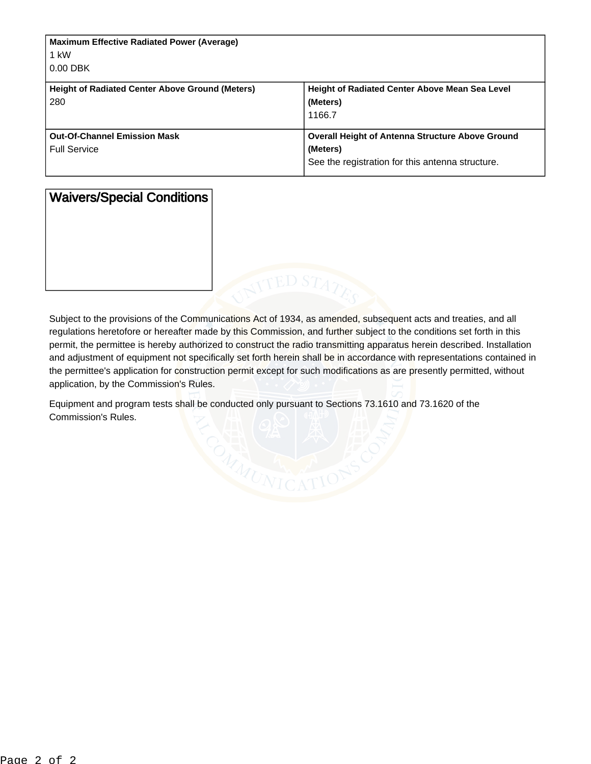| | |
|---|---|
| **Maximum Effective Radiated Power (Average)**<br>1 kW<br>0.00 DBK | |
| **Height of Radiated Center Above Ground (Meters)**<br>280 | **Height of Radiated Center Above Mean Sea Level (Meters)**<br>1166.7 |
| **Out-Of-Channel Emission Mask**<br>Full Service | **Overall Height of Antenna Structure Above Ground (Meters)**<br>See the registration for this antenna structure. |

## Waivers/Special Conditions

Subject to the provisions of the Communications Act of 1934, as amended, subsequent acts and treaties, and all regulations heretofore or hereafter made by this Commission, and further subject to the conditions set forth in this permit, the permittee is hereby authorized to construct the radio transmitting apparatus herein described. Installation and adjustment of equipment not specifically set forth herein shall be in accordance with representations contained in the permittee's application for construction permit except for such modifications as are presently permitted, without application, by the Commission's Rules.

Equipment and program tests shall be conducted only pursuant to Sections 73.1610 and 73.1620 of the Commission's Rules.